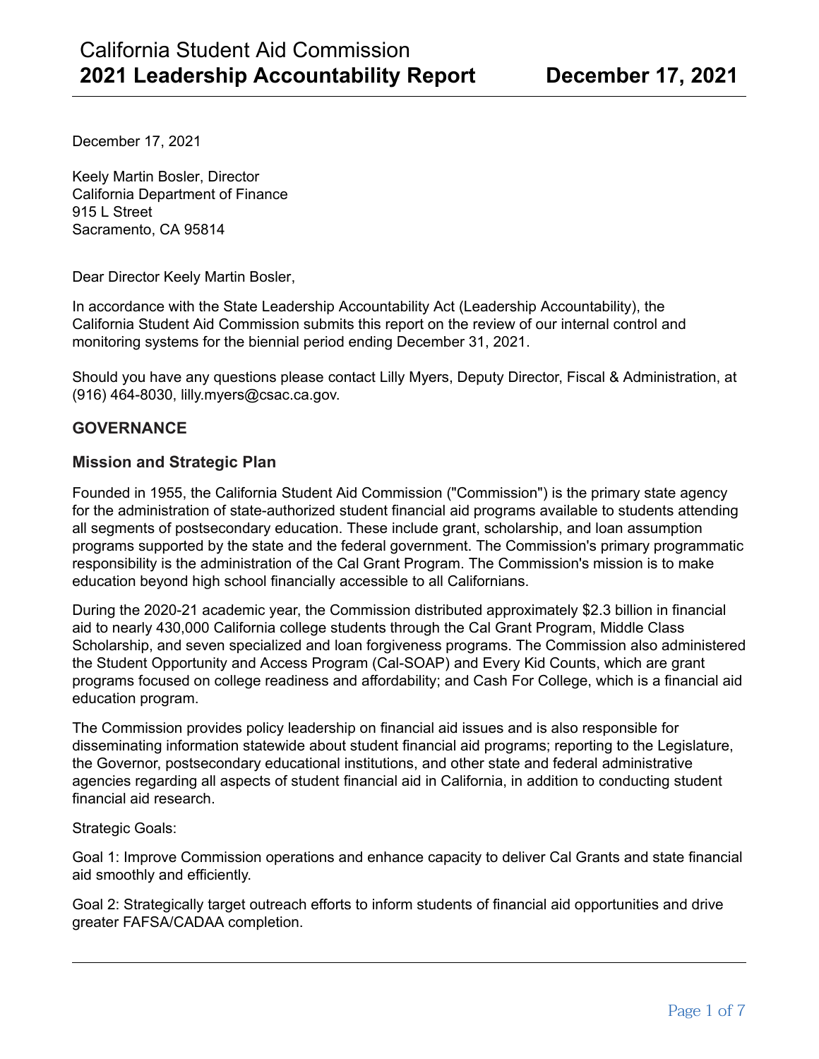# California Student Aid Commission
# 2021 Leadership Accountability Report — December 17, 2021

December 17, 2021

Keely Martin Bosler, Director
California Department of Finance
915 L Street
Sacramento, CA 95814

Dear Director Keely Martin Bosler,

In accordance with the State Leadership Accountability Act (Leadership Accountability), the California Student Aid Commission submits this report on the review of our internal control and monitoring systems for the biennial period ending December 31, 2021.

Should you have any questions please contact Lilly Myers, Deputy Director, Fiscal & Administration, at (916) 464-8030, lilly.myers@csac.ca.gov.

## GOVERNANCE

### Mission and Strategic Plan

Founded in 1955, the California Student Aid Commission ("Commission") is the primary state agency for the administration of state-authorized student financial aid programs available to students attending all segments of postsecondary education. These include grant, scholarship, and loan assumption programs supported by the state and the federal government. The Commission's primary programmatic responsibility is the administration of the Cal Grant Program. The Commission's mission is to make education beyond high school financially accessible to all Californians.

During the 2020-21 academic year, the Commission distributed approximately $2.3 billion in financial aid to nearly 430,000 California college students through the Cal Grant Program, Middle Class Scholarship, and seven specialized and loan forgiveness programs. The Commission also administered the Student Opportunity and Access Program (Cal-SOAP) and Every Kid Counts, which are grant programs focused on college readiness and affordability; and Cash For College, which is a financial aid education program.

The Commission provides policy leadership on financial aid issues and is also responsible for disseminating information statewide about student financial aid programs; reporting to the Legislature, the Governor, postsecondary educational institutions, and other state and federal administrative agencies regarding all aspects of student financial aid in California, in addition to conducting student financial aid research.

Strategic Goals:

Goal 1: Improve Commission operations and enhance capacity to deliver Cal Grants and state financial aid smoothly and efficiently.

Goal 2: Strategically target outreach efforts to inform students of financial aid opportunities and drive greater FAFSA/CADAA completion.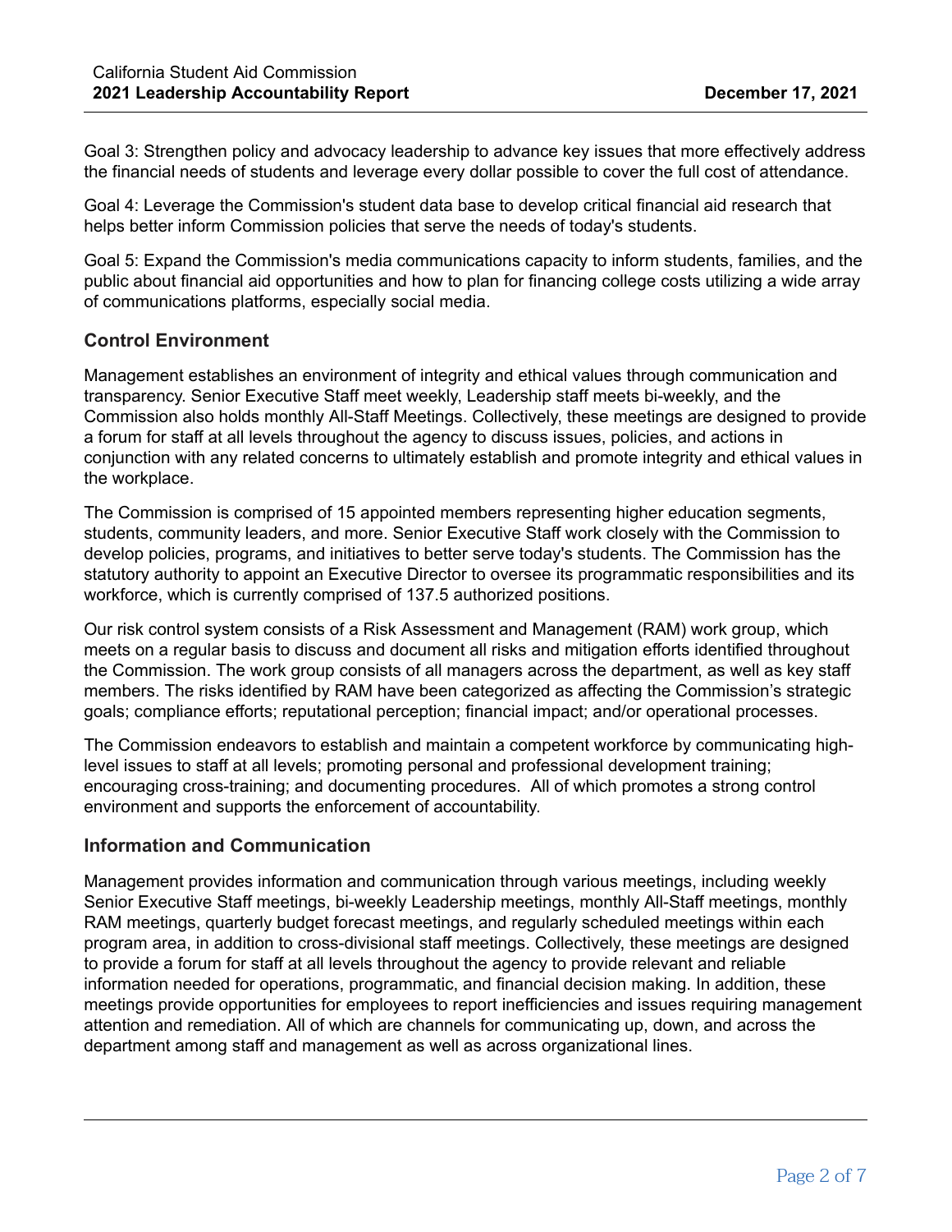Goal 3: Strengthen policy and advocacy leadership to advance key issues that more effectively address the financial needs of students and leverage every dollar possible to cover the full cost of attendance.

Goal 4: Leverage the Commission's student data base to develop critical financial aid research that helps better inform Commission policies that serve the needs of today's students.

Goal 5: Expand the Commission's media communications capacity to inform students, families, and the public about financial aid opportunities and how to plan for financing college costs utilizing a wide array of communications platforms, especially social media.

### Control Environment

Management establishes an environment of integrity and ethical values through communication and transparency. Senior Executive Staff meet weekly, Leadership staff meets bi-weekly, and the Commission also holds monthly All-Staff Meetings. Collectively, these meetings are designed to provide a forum for staff at all levels throughout the agency to discuss issues, policies, and actions in conjunction with any related concerns to ultimately establish and promote integrity and ethical values in the workplace.

The Commission is comprised of 15 appointed members representing higher education segments, students, community leaders, and more. Senior Executive Staff work closely with the Commission to develop policies, programs, and initiatives to better serve today's students. The Commission has the statutory authority to appoint an Executive Director to oversee its programmatic responsibilities and its workforce, which is currently comprised of 137.5 authorized positions.

Our risk control system consists of a Risk Assessment and Management (RAM) work group, which meets on a regular basis to discuss and document all risks and mitigation efforts identified throughout the Commission. The work group consists of all managers across the department, as well as key staff members. The risks identified by RAM have been categorized as affecting the Commission's strategic goals; compliance efforts; reputational perception; financial impact; and/or operational processes.

The Commission endeavors to establish and maintain a competent workforce by communicating high-level issues to staff at all levels; promoting personal and professional development training; encouraging cross-training; and documenting procedures. All of which promotes a strong control environment and supports the enforcement of accountability.

### Information and Communication

Management provides information and communication through various meetings, including weekly Senior Executive Staff meetings, bi-weekly Leadership meetings, monthly All-Staff meetings, monthly RAM meetings, quarterly budget forecast meetings, and regularly scheduled meetings within each program area, in addition to cross-divisional staff meetings. Collectively, these meetings are designed to provide a forum for staff at all levels throughout the agency to provide relevant and reliable information needed for operations, programmatic, and financial decision making. In addition, these meetings provide opportunities for employees to report inefficiencies and issues requiring management attention and remediation. All of which are channels for communicating up, down, and across the department among staff and management as well as across organizational lines.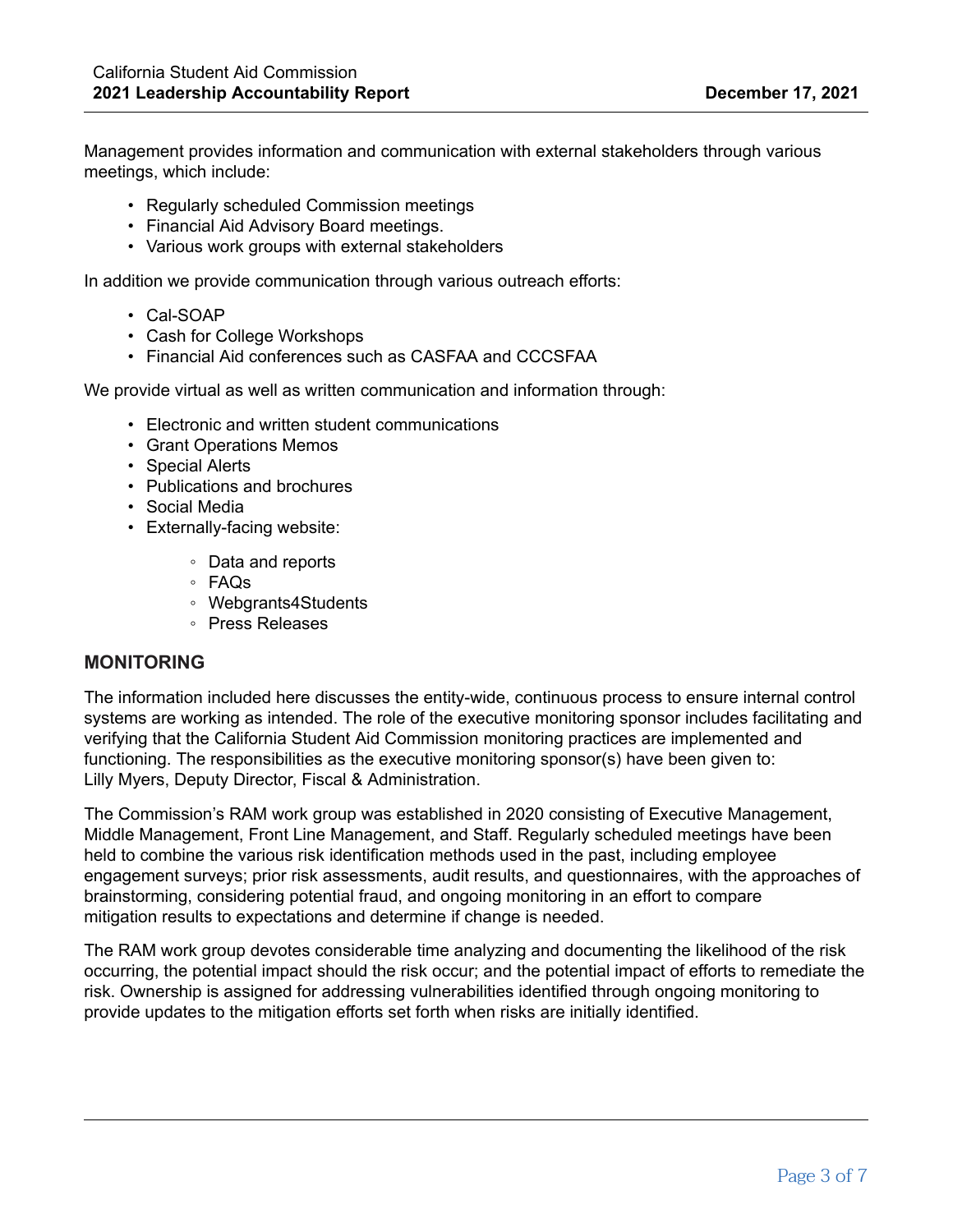Management provides information and communication with external stakeholders through various meetings, which include:

- Regularly scheduled Commission meetings
- Financial Aid Advisory Board meetings.
- Various work groups with external stakeholders

In addition we provide communication through various outreach efforts:

- Cal-SOAP
- Cash for College Workshops
- Financial Aid conferences such as CASFAA and CCCSFAA

We provide virtual as well as written communication and information through:

- Electronic and written student communications
- Grant Operations Memos
- Special Alerts
- Publications and brochures
- Social Media
- Externally-facing website:
    - Data and reports
    - FAQs
    - Webgrants4Students
    - Press Releases

## MONITORING

The information included here discusses the entity-wide, continuous process to ensure internal control systems are working as intended. The role of the executive monitoring sponsor includes facilitating and verifying that the California Student Aid Commission monitoring practices are implemented and functioning. The responsibilities as the executive monitoring sponsor(s) have been given to: Lilly Myers, Deputy Director, Fiscal & Administration.

The Commission's RAM work group was established in 2020 consisting of Executive Management, Middle Management, Front Line Management, and Staff. Regularly scheduled meetings have been held to combine the various risk identification methods used in the past, including employee engagement surveys; prior risk assessments, audit results, and questionnaires, with the approaches of brainstorming, considering potential fraud, and ongoing monitoring in an effort to compare mitigation results to expectations and determine if change is needed.

The RAM work group devotes considerable time analyzing and documenting the likelihood of the risk occurring, the potential impact should the risk occur; and the potential impact of efforts to remediate the risk. Ownership is assigned for addressing vulnerabilities identified through ongoing monitoring to provide updates to the mitigation efforts set forth when risks are initially identified.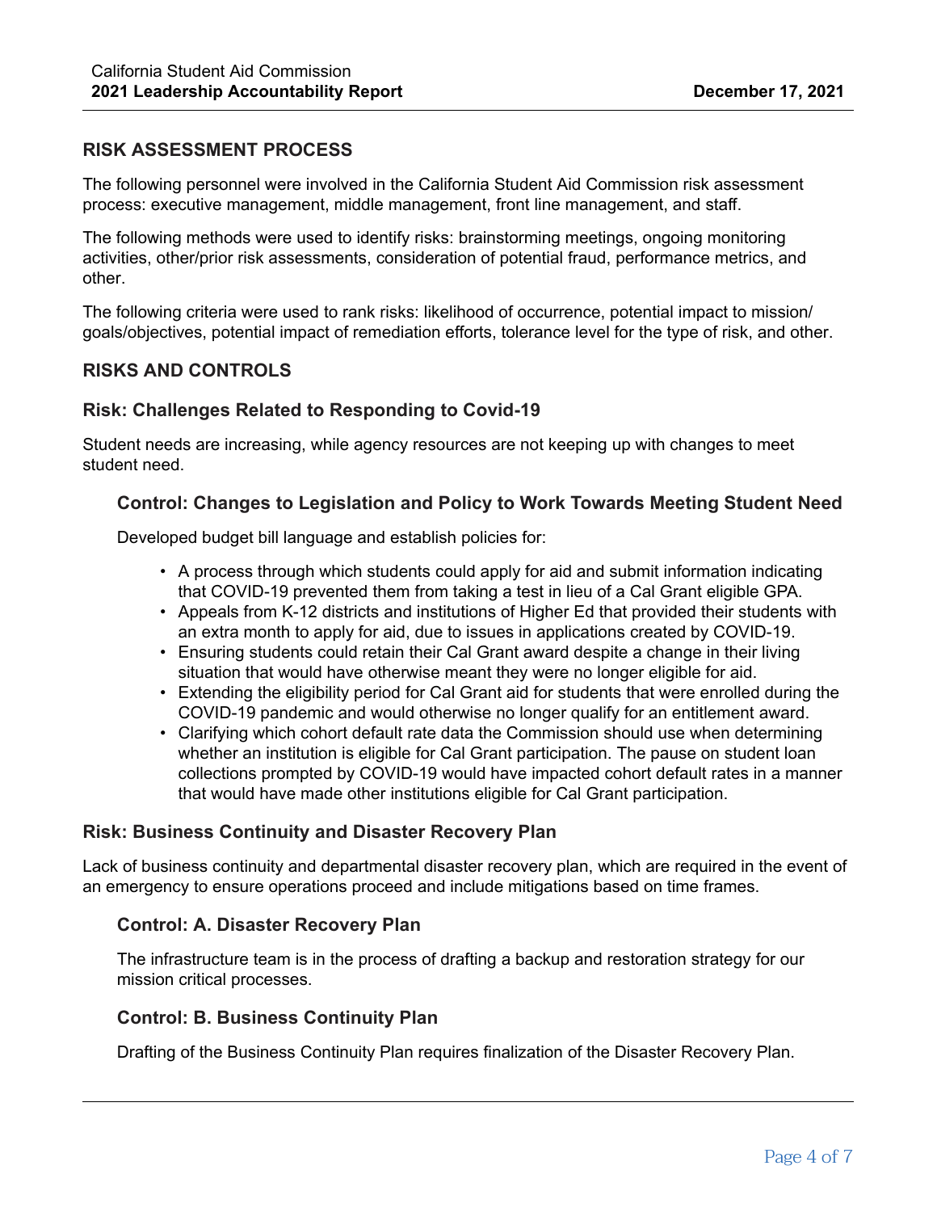## RISK ASSESSMENT PROCESS

The following personnel were involved in the California Student Aid Commission risk assessment process: executive management, middle management, front line management, and staff.

The following methods were used to identify risks: brainstorming meetings, ongoing monitoring activities, other/prior risk assessments, consideration of potential fraud, performance metrics, and other.

The following criteria were used to rank risks: likelihood of occurrence, potential impact to mission/goals/objectives, potential impact of remediation efforts, tolerance level for the type of risk, and other.

## RISKS AND CONTROLS

### Risk: Challenges Related to Responding to Covid-19

Student needs are increasing, while agency resources are not keeping up with changes to meet student need.

#### Control: Changes to Legislation and Policy to Work Towards Meeting Student Need

Developed budget bill language and establish policies for:

- A process through which students could apply for aid and submit information indicating that COVID-19 prevented them from taking a test in lieu of a Cal Grant eligible GPA.
- Appeals from K-12 districts and institutions of Higher Ed that provided their students with an extra month to apply for aid, due to issues in applications created by COVID-19.
- Ensuring students could retain their Cal Grant award despite a change in their living situation that would have otherwise meant they were no longer eligible for aid.
- Extending the eligibility period for Cal Grant aid for students that were enrolled during the COVID-19 pandemic and would otherwise no longer qualify for an entitlement award.
- Clarifying which cohort default rate data the Commission should use when determining whether an institution is eligible for Cal Grant participation. The pause on student loan collections prompted by COVID-19 would have impacted cohort default rates in a manner that would have made other institutions eligible for Cal Grant participation.

### Risk: Business Continuity and Disaster Recovery Plan

Lack of business continuity and departmental disaster recovery plan, which are required in the event of an emergency to ensure operations proceed and include mitigations based on time frames.

#### Control: A. Disaster Recovery Plan

The infrastructure team is in the process of drafting a backup and restoration strategy for our mission critical processes.

#### Control: B. Business Continuity Plan

Drafting of the Business Continuity Plan requires finalization of the Disaster Recovery Plan.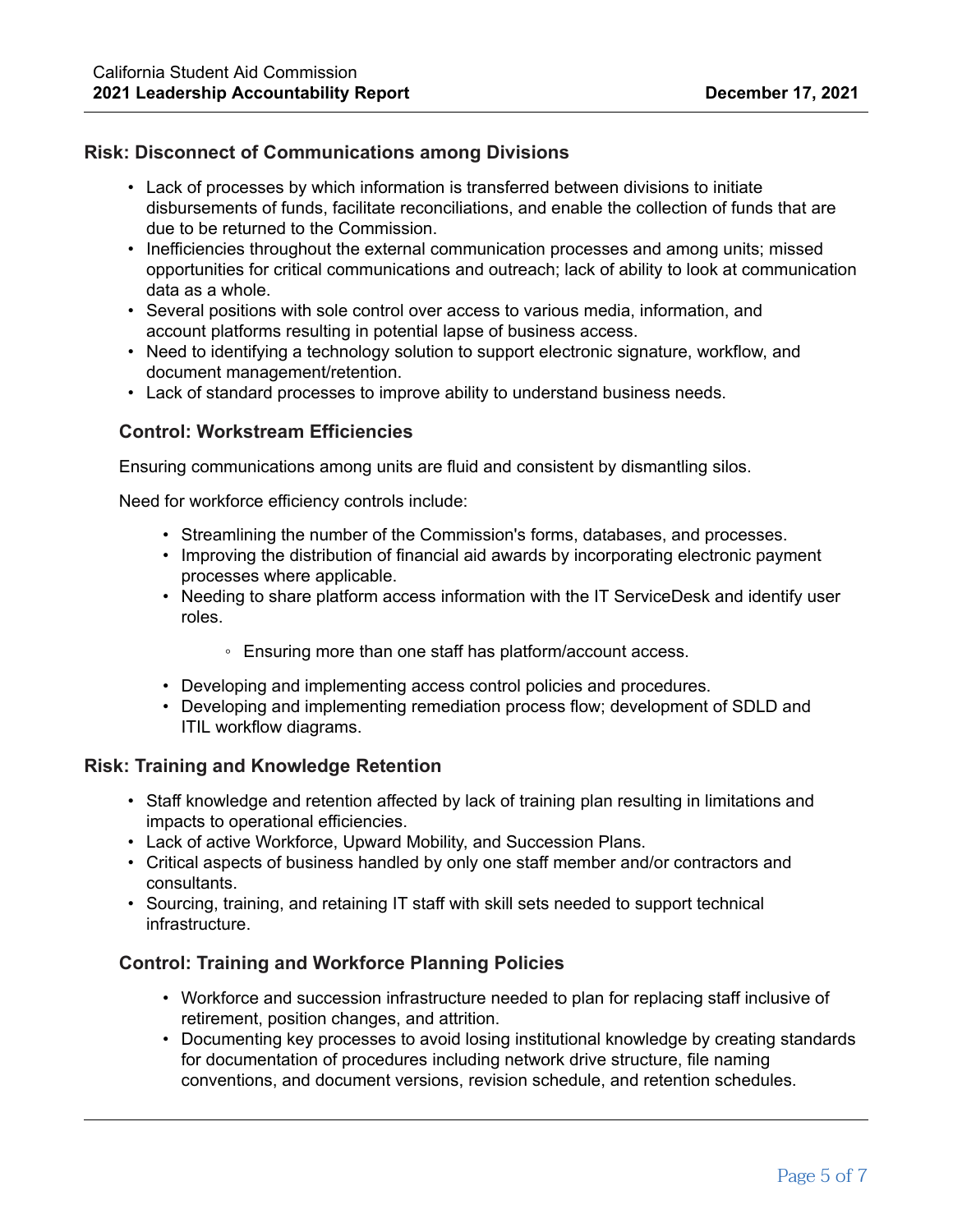### Risk: Disconnect of Communications among Divisions

- Lack of processes by which information is transferred between divisions to initiate disbursements of funds, facilitate reconciliations, and enable the collection of funds that are due to be returned to the Commission.
- Inefficiencies throughout the external communication processes and among units; missed opportunities for critical communications and outreach; lack of ability to look at communication data as a whole.
- Several positions with sole control over access to various media, information, and account platforms resulting in potential lapse of business access.
- Need to identifying a technology solution to support electronic signature, workflow, and document management/retention.
- Lack of standard processes to improve ability to understand business needs.

#### Control: Workstream Efficiencies

Ensuring communications among units are fluid and consistent by dismantling silos.

Need for workforce efficiency controls include:

- Streamlining the number of the Commission's forms, databases, and processes.
- Improving the distribution of financial aid awards by incorporating electronic payment processes where applicable.
- Needing to share platform access information with the IT ServiceDesk and identify user roles.
    - Ensuring more than one staff has platform/account access.
- Developing and implementing access control policies and procedures.
- Developing and implementing remediation process flow; development of SDLD and ITIL workflow diagrams.

### Risk: Training and Knowledge Retention

- Staff knowledge and retention affected by lack of training plan resulting in limitations and impacts to operational efficiencies.
- Lack of active Workforce, Upward Mobility, and Succession Plans.
- Critical aspects of business handled by only one staff member and/or contractors and consultants.
- Sourcing, training, and retaining IT staff with skill sets needed to support technical infrastructure.

#### Control: Training and Workforce Planning Policies

- Workforce and succession infrastructure needed to plan for replacing staff inclusive of retirement, position changes, and attrition.
- Documenting key processes to avoid losing institutional knowledge by creating standards for documentation of procedures including network drive structure, file naming conventions, and document versions, revision schedule, and retention schedules.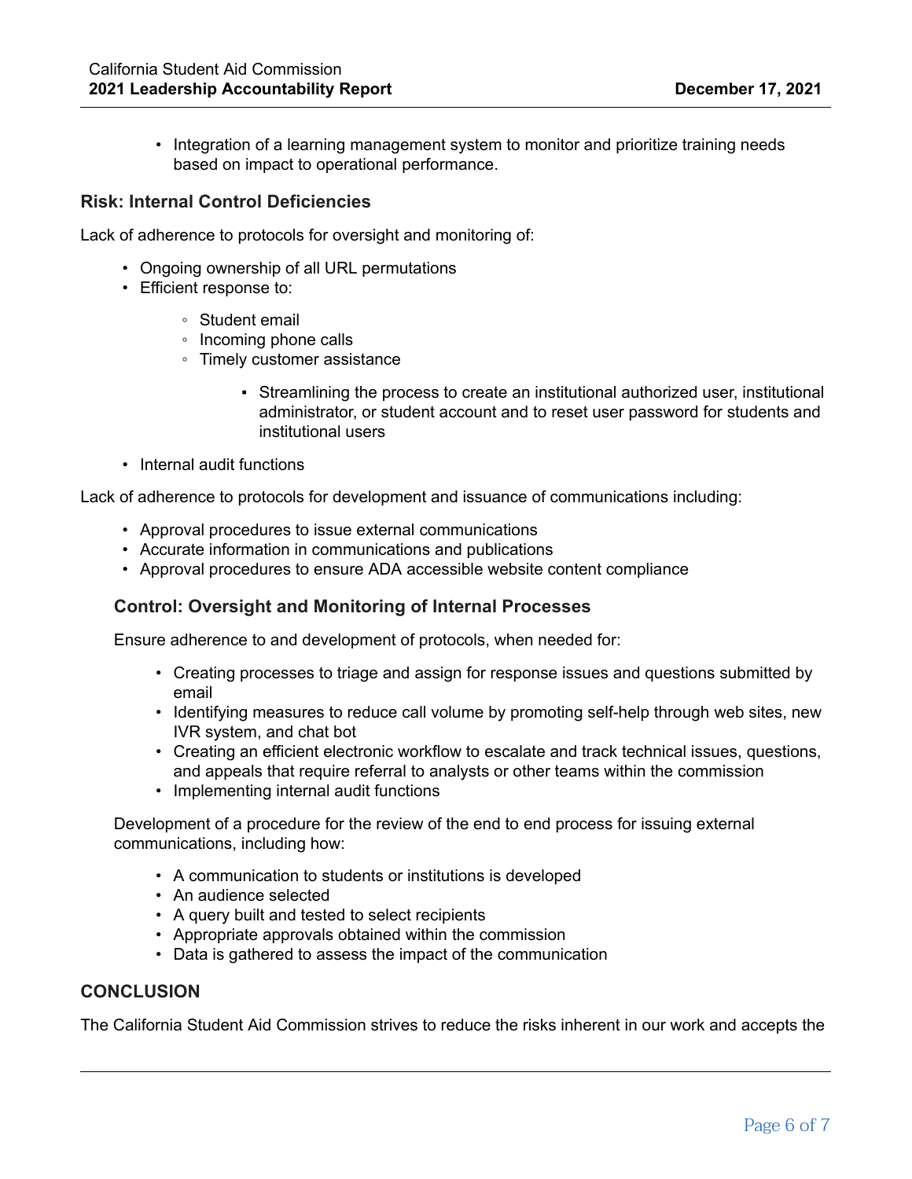- Integration of a learning management system to monitor and prioritize training needs based on impact to operational performance.

### Risk: Internal Control Deficiencies

Lack of adherence to protocols for oversight and monitoring of:

- Ongoing ownership of all URL permutations
- Efficient response to:
  - Student email
  - Incoming phone calls
  - Timely customer assistance
    - Streamlining the process to create an institutional authorized user, institutional administrator, or student account and to reset user password for students and institutional users
- Internal audit functions

Lack of adherence to protocols for development and issuance of communications including:

- Approval procedures to issue external communications
- Accurate information in communications and publications
- Approval procedures to ensure ADA accessible website content compliance

#### Control: Oversight and Monitoring of Internal Processes

Ensure adherence to and development of protocols, when needed for:

- Creating processes to triage and assign for response issues and questions submitted by email
- Identifying measures to reduce call volume by promoting self-help through web sites, new IVR system, and chat bot
- Creating an efficient electronic workflow to escalate and track technical issues, questions, and appeals that require referral to analysts or other teams within the commission
- Implementing internal audit functions

Development of a procedure for the review of the end to end process for issuing external communications, including how:

- A communication to students or institutions is developed
- An audience selected
- A query built and tested to select recipients
- Appropriate approvals obtained within the commission
- Data is gathered to assess the impact of the communication

### CONCLUSION

The California Student Aid Commission strives to reduce the risks inherent in our work and accepts the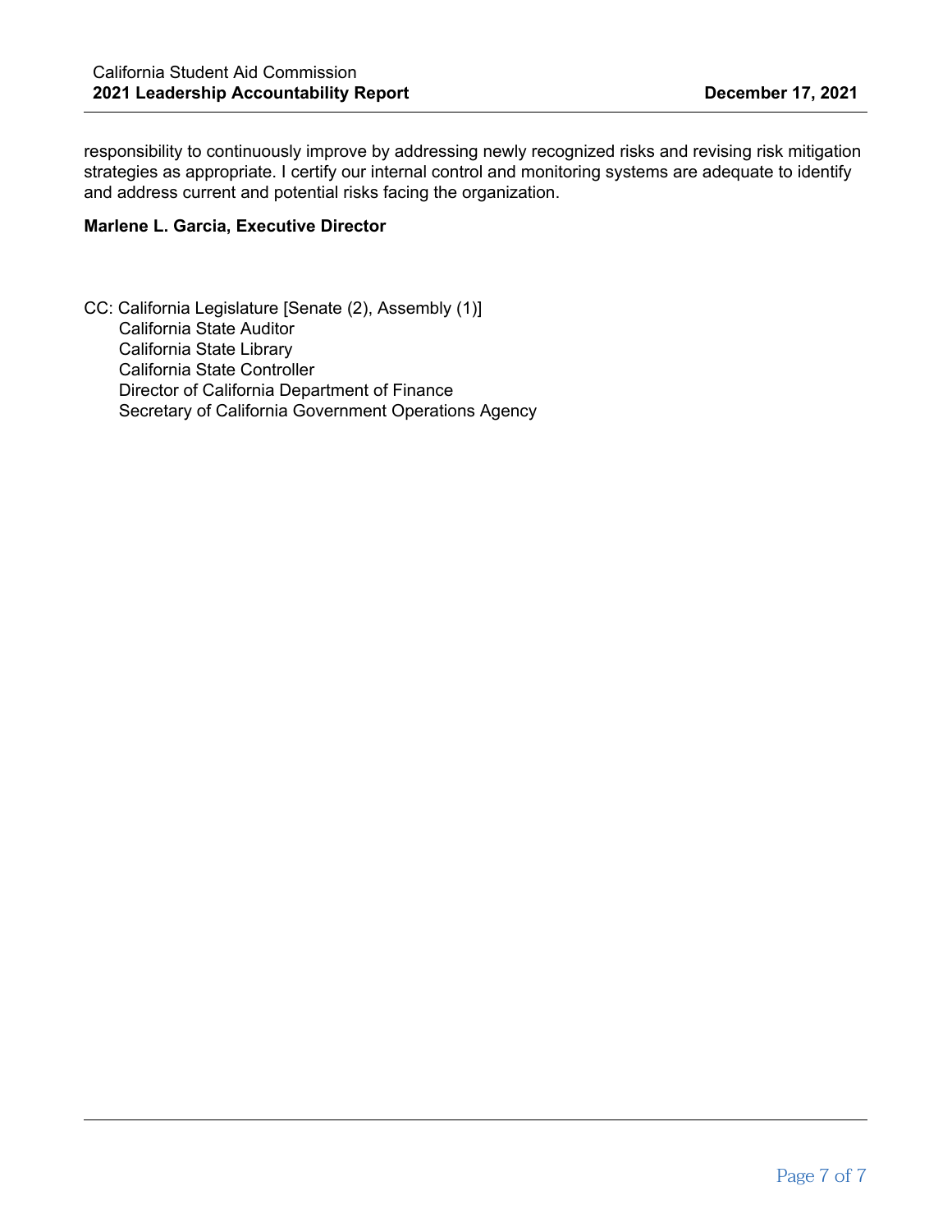responsibility to continuously improve by addressing newly recognized risks and revising risk mitigation strategies as appropriate. I certify our internal control and monitoring systems are adequate to identify and address current and potential risks facing the organization.

**Marlene L. Garcia, Executive Director**

CC: California Legislature [Senate (2), Assembly (1)]
California State Auditor
California State Library
California State Controller
Director of California Department of Finance
Secretary of California Government Operations Agency